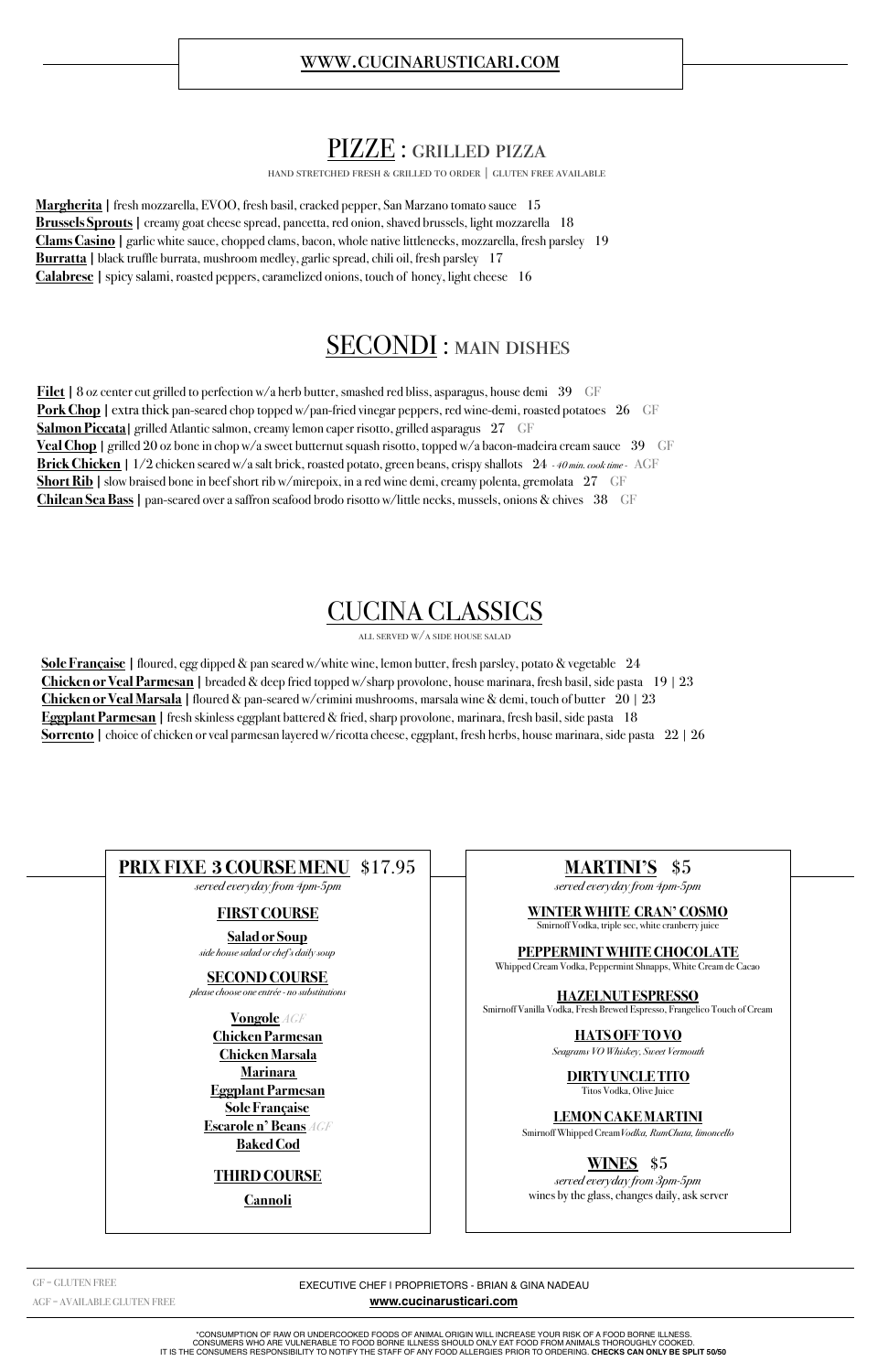**WWW.CUCINARUSTICARI.COM**

# PIZZE : GRILLED PIZZA

HAND STRETCHED FRESH & GRILLED TO ORDER | GLUTEN FREE AVAILABLE

**Margherita |** fresh mozzarella, EVOO, fresh basil, cracked pepper, San Marzano tomato sauce 15
**Brussels Sprouts |** creamy goat cheese spread, pancetta, red onion, shaved brussels, light mozzarella 18
**Clams Casino |** garlic white sauce, chopped clams, bacon, whole native littlenecks, mozzarella, fresh parsley 19
**Burratta |** black truffle burrata, mushroom medley, garlic spread, chili oil, fresh parsley 17
**Calabrese |** spicy salami, roasted peppers, caramelized onions, touch of honey, light cheese 16

# SECONDI : MAIN DISHES

**Filet |** 8 oz center cut grilled to perfection w/a herb butter, smashed red bliss, asparagus, house demi 39 GF
**Pork Chop |** extra thick pan-seared chop topped w/pan-fried vinegar peppers, red wine-demi, roasted potatoes 26 GF
**Salmon Piccata |** grilled Atlantic salmon, creamy lemon caper risotto, grilled asparagus 27 GF
**Veal Chop |** grilled 20 oz bone in chop w/a sweet butternut squash risotto, topped w/a bacon-madeira cream sauce 39 GF
**Brick Chicken |** 1/2 chicken seared w/a salt brick, roasted potato, green beans, crispy shallots 24 *- 40 min. cook time -* AGF
**Short Rib |** slow braised bone in beef short rib w/mirepoix, in a red wine demi, creamy polenta, gremolata 27 GF
**Chilean Sea Bass |** pan-seared over a saffron seafood brodo risotto w/little necks, mussels, onions & chives 38 GF

# CUCINA CLASSICS

ALL SERVED W/A SIDE HOUSE SALAD

**Sole Française |** floured, egg dipped & pan seared w/white wine, lemon butter, fresh parsley, potato & vegetable 24
**Chicken or Veal Parmesan |** breaded & deep fried topped w/sharp provolone, house marinara, fresh basil, side pasta 19 | 23
**Chicken or Veal Marsala |** floured & pan-seared w/crimini mushrooms, marsala wine & demi, touch of butter 20 | 23
**Eggplant Parmesan |** fresh skinless eggplant battered & fried, sharp provolone, marinara, fresh basil, side pasta 18
**Sorrento |** choice of chicken or veal parmesan layered w/ricotta cheese, eggplant, fresh herbs, house marinara, side pasta 22 | 26

## PRIX FIXE 3 COURSE MENU $17.95

*served everyday from 4pm-5pm*

### FIRST COURSE

**Salad or Soup**
*side house salad or chef's daily soup*

### SECOND COURSE

*please choose one entrée - no substitutions*

**Vongole** *AGF*
**Chicken Parmesan**
**Chicken Marsala**
**Marinara**
**Eggplant Parmesan**
**Sole Française**
**Escarole n' Beans** *AGF*
**Baked Cod**

### THIRD COURSE

**Cannoli**

## MARTINI'S $5

*served everyday from 4pm-5pm*

**WINTER WHITE CRAN' COSMO**
Smirnoff Vodka, triple sec, white cranberry juice

**PEPPERMINT WHITE CHOCOLATE**
Whipped Cream Vodka, Peppermint Shnapps, White Cream de Cacao

**HAZELNUT ESPRESSO**
Smirnoff Vanilla Vodka, Fresh Brewed Espresso, Frangelico Touch of Cream

**HATS OFF TO VO**
*Seagrams VO Whiskey, Sweet Vermouth*

**DIRTY UNCLE TITO**
Titos Vodka, Olive Juice

**LEMON CAKE MARTINI**
Smirnoff Whipped Cream *Vodka, RumChata, limoncello*

## WINES $5

*served everyday from 3pm-5pm*
wines by the glass, changes daily, ask server

GF = GLUTEN FREE
AGF = AVAILABLE GLUTEN FREE

EXECUTIVE CHEF | PROPRIETORS - BRIAN & GINA NADEAU
**www.cucinarusticari.com**

*CONSUMPTION OF RAW OR UNDERCOOKED FOODS OF ANIMAL ORIGIN WILL INCREASE YOUR RISK OF A FOOD BORNE ILLNESS. CONSUMERS WHO ARE VULNERABLE TO FOOD BORNE ILLNESS SHOULD ONLY EAT FOOD FROM ANIMALS THOROUGHLY COOKED. IT IS THE CONSUMERS RESPONSIBILITY TO NOTIFY THE STAFF OF ANY FOOD ALLERGIES PRIOR TO ORDERING. **CHECKS CAN ONLY BE SPLIT 50/50**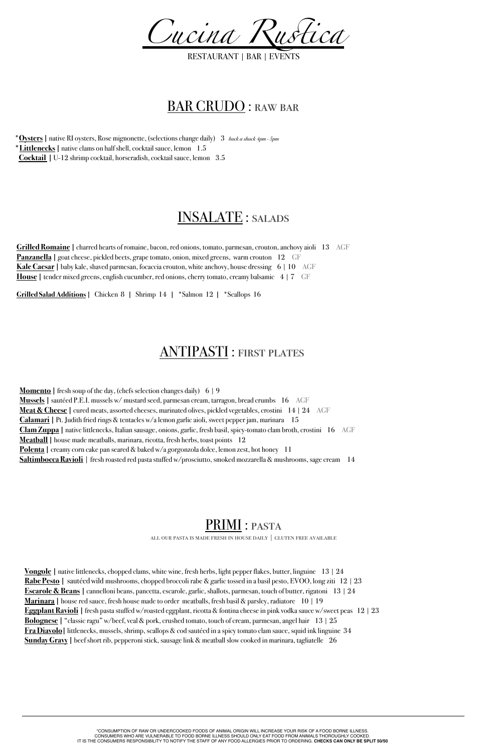# Cucina Rustica

RESTAURANT | BAR | EVENTS

## BAR CRUDO : RAW BAR

\***Oysters** | native RI oysters, Rose mignonette, (selections change daily) 3 *buck a shuck 4pm - 5pm*
\***Littlenecks** | native clams on half shell, cocktail sauce, lemon 1.5
**Cocktail** | U-12 shrimp cocktail, horseradish, cocktail sauce, lemon 3.5

## INSALATE : SALADS

**Grilled Romaine** | charred hearts of romaine, bacon, red onions, tomato, parmesan, crouton, anchovy aioli 13 AGF
**Panzanella** | goat cheese, pickled beets, grape tomato, onion, mixed greens, warm crouton 12 GF
**Kale Caesar** | baby kale, shaved parmesan, focaccia crouton, white anchovy, house dressing 6 | 10 AGF
**House** | tender mixed greens, english cucumber, red onions, cherry tomato, creamy balsamic 4 | 7 GF

**Grilled Salad Additions** | Chicken 8 | Shrimp 14 | \*Salmon 12 | \*Scallops 16

## ANTIPASTI : FIRST PLATES

**Momento** | fresh soup of the day, (chefs selection changes daily) 6 | 9
**Mussels** | sautéed P.E.I. mussels w/ mustard seed, parmesan cream, tarragon, bread crumbs 16 AGF
**Meat & Cheese** | cured meats, assorted cheeses, marinated olives, pickled vegetables, crostini 14 | 24 AGF
**Calamari** | Pt. Judith fried rings & tentacles w/a lemon garlic aioli, sweet pepper jam, marinara 15
**Clam Zuppa** | native littlenecks, Italian sausage, onions, garlic, fresh basil, spicy-tomato clam broth, crostini 16 AGF
**Meatball** | house made meatballs, marinara, ricotta, fresh herbs, toast points 12
**Polenta** | creamy corn cake pan seared & baked w/a gorgonzola dolce, lemon zest, hot honey 11
**Saltimbocca Ravioli** | fresh roasted red pasta stuffed w/prosciutto, smoked mozzarella & mushrooms, sage cream 14

## PRIMI : PASTA

ALL OUR PASTA IS MADE FRESH IN HOUSE DAILY | GLUTEN FREE AVAILABLE

**Vongole** | native littlenecks, chopped clams, white wine, fresh herbs, light pepper flakes, butter, linguine 13 | 24
**Rabe Pesto** | sautéed wild mushrooms, chopped broccoli rabe & garlic tossed in a basil pesto, EVOO, long ziti 12 | 23
**Escarole & Beans** | cannelloni beans, pancetta, escarole, garlic, shallots, parmesan, touch of butter, rigatoni 13 | 24
**Marinara** | house red sauce, fresh house made to order meatballs, fresh basil & parsley, radiatore 10 | 19
**Eggplant Ravioli** | fresh pasta stuffed w/roasted eggplant, ricotta & fontina cheese in pink vodka sauce w/sweet peas 12 | 23
**Bolognese** | "classic ragu" w/beef, veal & pork, crushed tomato, touch of cream, parmesan, angel hair 13 | 25
**Fra Diavolo** | littlenecks, mussels, shrimp, scallops & cod sautéed in a spicy tomato clam sauce, squid ink linguine 34
**Sunday Gravy** | beef short rib, pepperoni stick, sausage link & meatball slow cooked in marinara, tagliatelle 26

---

\*CONSUMPTION OF RAW OR UNDERCOOKED FOODS OF ANIMAL ORIGIN WILL INCREASE YOUR RISK OF A FOOD BORNE ILLNESS.
CONSUMERS WHO ARE VULNERABLE TO FOOD BORNE ILLNESS SHOULD ONLY EAT FOOD FROM ANIMALS THOROUGHLY COOKED.
IT IS THE CONSUMERS RESPONSIBILITY TO NOTIFY THE STAFF OF ANY FOOD ALLERGIES PRIOR TO ORDERING. **CHECKS CAN ONLY BE SPLIT 50/50**